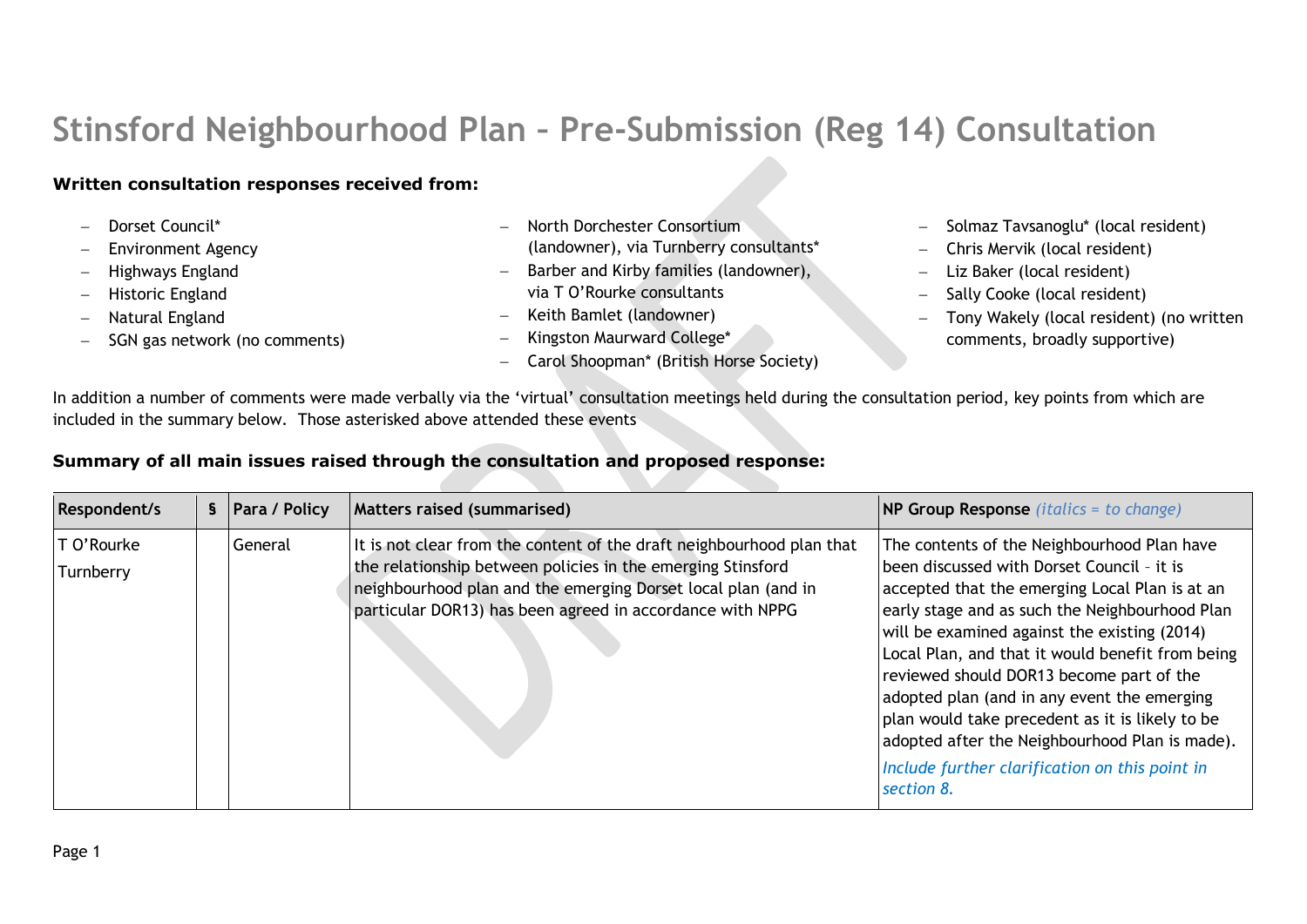# Stinsford Neighbourhood Plan – Pre-Submission (Reg 14) Consultation

**Written consultation responses received from:**

- Dorset Council*
- Environment Agency
- Highways England
- Historic England
- Natural England
- SGN gas network (no comments)
- North Dorchester Consortium (landowner), via Turnberry consultants*
- Barber and Kirby families (landowner), via T O'Rourke consultants
- Keith Bamlet (landowner)
- Kingston Maurward College*
- Carol Shoopman* (British Horse Society)
- Solmaz Tavsanoglu* (local resident)
- Chris Mervik (local resident)
- Liz Baker (local resident)
- Sally Cooke (local resident)
- Tony Wakely (local resident) (no written comments, broadly supportive)

In addition a number of comments were made verbally via the 'virtual' consultation meetings held during the consultation period, key points from which are included in the summary below. Those asterisked above attended these events

**Summary of all main issues raised through the consultation and proposed response:**

| Respondent/s | § | Para / Policy | Matters raised (summarised) | NP Group Response *(italics = to change)* |
|---|---|---|---|---|
| T O'Rourke Turnberry | | General | It is not clear from the content of the draft neighbourhood plan that the relationship between policies in the emerging Stinsford neighbourhood plan and the emerging Dorset local plan (and in particular DOR13) has been agreed in accordance with NPPG | The contents of the Neighbourhood Plan have been discussed with Dorset Council – it is accepted that the emerging Local Plan is at an early stage and as such the Neighbourhood Plan will be examined against the existing (2014) Local Plan, and that it would benefit from being reviewed should DOR13 become part of the adopted plan (and in any event the emerging plan would take precedent as it is likely to be adopted after the Neighbourhood Plan is made). *Include further clarification on this point in section 8.* |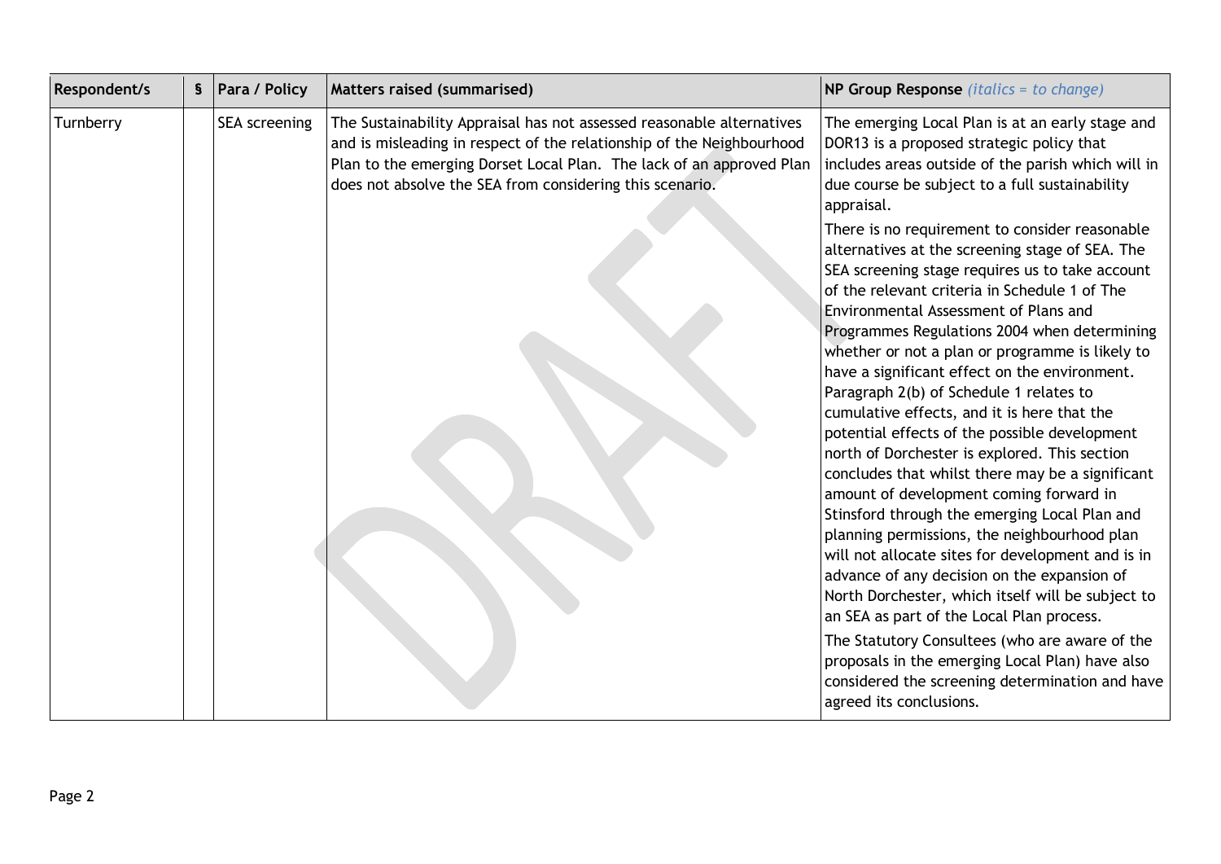| Respondent/s | § | Para / Policy | Matters raised (summarised) | NP Group Response *(italics = to change)* |
|---|---|---|---|---|
| Turnberry | | SEA screening | The Sustainability Appraisal has not assessed reasonable alternatives and is misleading in respect of the relationship of the Neighbourhood Plan to the emerging Dorset Local Plan. The lack of an approved Plan does not absolve the SEA from considering this scenario. | The emerging Local Plan is at an early stage and DOR13 is a proposed strategic policy that includes areas outside of the parish which will in due course be subject to a full sustainability appraisal.<br><br>There is no requirement to consider reasonable alternatives at the screening stage of SEA. The SEA screening stage requires us to take account of the relevant criteria in Schedule 1 of The Environmental Assessment of Plans and Programmes Regulations 2004 when determining whether or not a plan or programme is likely to have a significant effect on the environment. Paragraph 2(b) of Schedule 1 relates to cumulative effects, and it is here that the potential effects of the possible development north of Dorchester is explored. This section concludes that whilst there may be a significant amount of development coming forward in Stinsford through the emerging Local Plan and planning permissions, the neighbourhood plan will not allocate sites for development and is in advance of any decision on the expansion of North Dorchester, which itself will be subject to an SEA as part of the Local Plan process.<br><br>The Statutory Consultees (who are aware of the proposals in the emerging Local Plan) have also considered the screening determination and have agreed its conclusions. |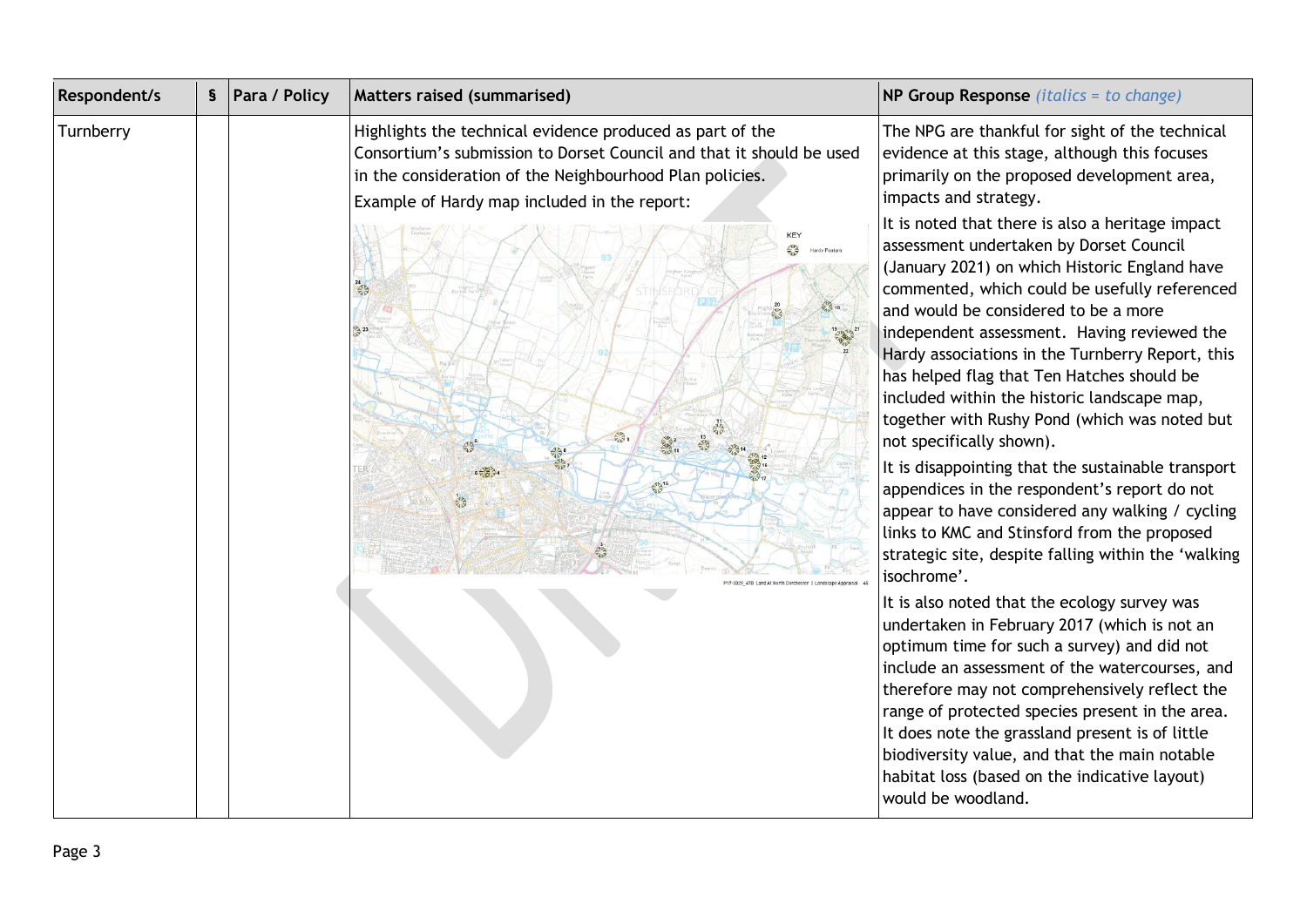| Respondent/s | § | Para / Policy | Matters raised (summarised) | NP Group Response *(italics = to change)* |
|---|---|---|---|---|
| Turnberry | | | Highlights the technical evidence produced as part of the Consortium's submission to Dorset Council and that it should be used in the consideration of the Neighbourhood Plan policies.<br>Example of Hardy map included in the report: | The NPG are thankful for sight of the technical evidence at this stage, although this focuses primarily on the proposed development area, impacts and strategy.<br>It is noted that there is also a heritage impact assessment undertaken by Dorset Council (January 2021) on which Historic England have commented, which could be usefully referenced and would be considered to be a more independent assessment. Having reviewed the Hardy associations in the Turnberry Report, this has helped flag that Ten Hatches should be included within the historic landscape map, together with Rushy Pond (which was noted but not specifically shown).<br>It is disappointing that the sustainable transport appendices in the respondent's report do not appear to have considered any walking / cycling links to KMC and Stinsford from the proposed strategic site, despite falling within the 'walking isochrome'.<br>It is also noted that the ecology survey was undertaken in February 2017 (which is not an optimum time for such a survey) and did not include an assessment of the watercourses, and therefore may not comprehensively reflect the range of protected species present in the area. It does note the grassland present is of little biodiversity value, and that the main notable habitat loss (based on the indicative layout) would be woodland. |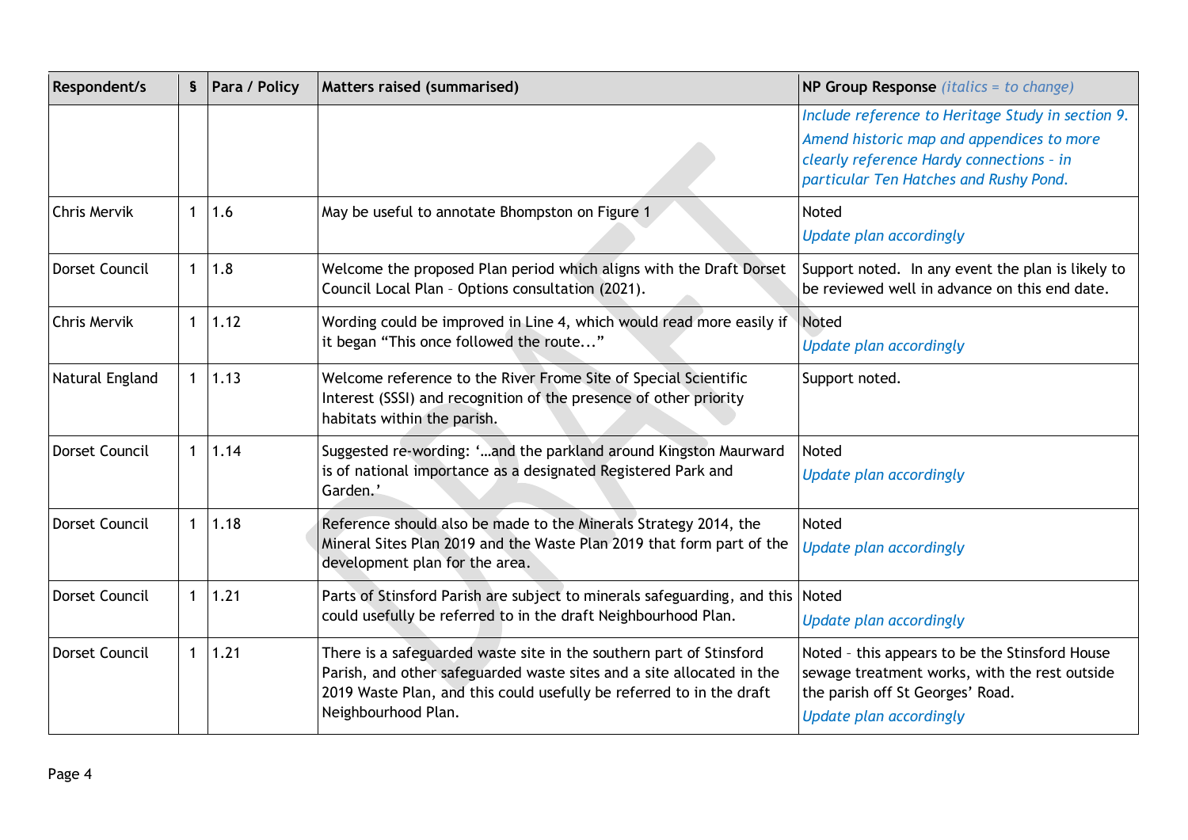| Respondent/s | § | Para / Policy | Matters raised (summarised) | NP Group Response *(italics = to change)* |
|---|---|---|---|---|
| | | | | *Include reference to Heritage Study in section 9.* *Amend historic map and appendices to more clearly reference Hardy connections – in particular Ten Hatches and Rushy Pond.* |
| Chris Mervik | 1 | 1.6 | May be useful to annotate Bhompston on Figure 1 | Noted *Update plan accordingly* |
| Dorset Council | 1 | 1.8 | Welcome the proposed Plan period which aligns with the Draft Dorset Council Local Plan – Options consultation (2021). | Support noted. In any event the plan is likely to be reviewed well in advance on this end date. |
| Chris Mervik | 1 | 1.12 | Wording could be improved in Line 4, which would read more easily if it began "This once followed the route..." | Noted *Update plan accordingly* |
| Natural England | 1 | 1.13 | Welcome reference to the River Frome Site of Special Scientific Interest (SSSI) and recognition of the presence of other priority habitats within the parish. | Support noted. |
| Dorset Council | 1 | 1.14 | Suggested re-wording: '…and the parkland around Kingston Maurward is of national importance as a designated Registered Park and Garden.' | Noted *Update plan accordingly* |
| Dorset Council | 1 | 1.18 | Reference should also be made to the Minerals Strategy 2014, the Mineral Sites Plan 2019 and the Waste Plan 2019 that form part of the development plan for the area. | Noted *Update plan accordingly* |
| Dorset Council | 1 | 1.21 | Parts of Stinsford Parish are subject to minerals safeguarding, and this could usefully be referred to in the draft Neighbourhood Plan. | Noted *Update plan accordingly* |
| Dorset Council | 1 | 1.21 | There is a safeguarded waste site in the southern part of Stinsford Parish, and other safeguarded waste sites and a site allocated in the 2019 Waste Plan, and this could usefully be referred to in the draft Neighbourhood Plan. | Noted – this appears to be the Stinsford House sewage treatment works, with the rest outside the parish off St Georges' Road. *Update plan accordingly* |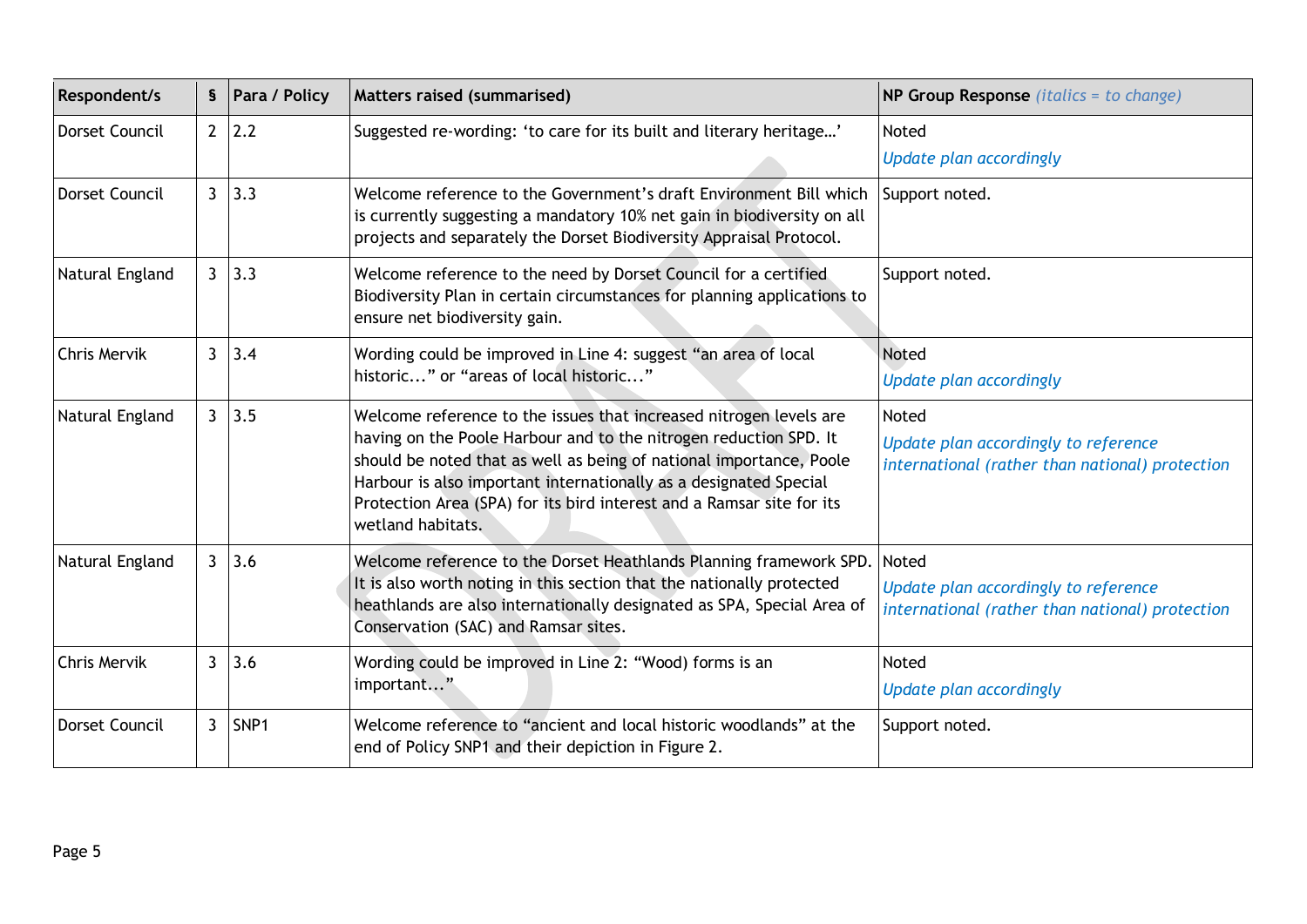| Respondent/s | § | Para / Policy | Matters raised (summarised) | NP Group Response *(italics = to change)* |
|---|---|---|---|---|
| Dorset Council | 2 | 2.2 | Suggested re-wording: 'to care for its built and literary heritage…' | Noted<br>*Update plan accordingly* |
| Dorset Council | 3 | 3.3 | Welcome reference to the Government's draft Environment Bill which is currently suggesting a mandatory 10% net gain in biodiversity on all projects and separately the Dorset Biodiversity Appraisal Protocol. | Support noted. |
| Natural England | 3 | 3.3 | Welcome reference to the need by Dorset Council for a certified Biodiversity Plan in certain circumstances for planning applications to ensure net biodiversity gain. | Support noted. |
| Chris Mervik | 3 | 3.4 | Wording could be improved in Line 4: suggest "an area of local historic..." or "areas of local historic..." | Noted<br>*Update plan accordingly* |
| Natural England | 3 | 3.5 | Welcome reference to the issues that increased nitrogen levels are having on the Poole Harbour and to the nitrogen reduction SPD. It should be noted that as well as being of national importance, Poole Harbour is also important internationally as a designated Special Protection Area (SPA) for its bird interest and a Ramsar site for its wetland habitats. | Noted<br>*Update plan accordingly to reference international (rather than national) protection* |
| Natural England | 3 | 3.6 | Welcome reference to the Dorset Heathlands Planning framework SPD. It is also worth noting in this section that the nationally protected heathlands are also internationally designated as SPA, Special Area of Conservation (SAC) and Ramsar sites. | Noted<br>*Update plan accordingly to reference international (rather than national) protection* |
| Chris Mervik | 3 | 3.6 | Wording could be improved in Line 2: "Wood) forms is an important..." | Noted<br>*Update plan accordingly* |
| Dorset Council | 3 | SNP1 | Welcome reference to "ancient and local historic woodlands" at the end of Policy SNP1 and their depiction in Figure 2. | Support noted. |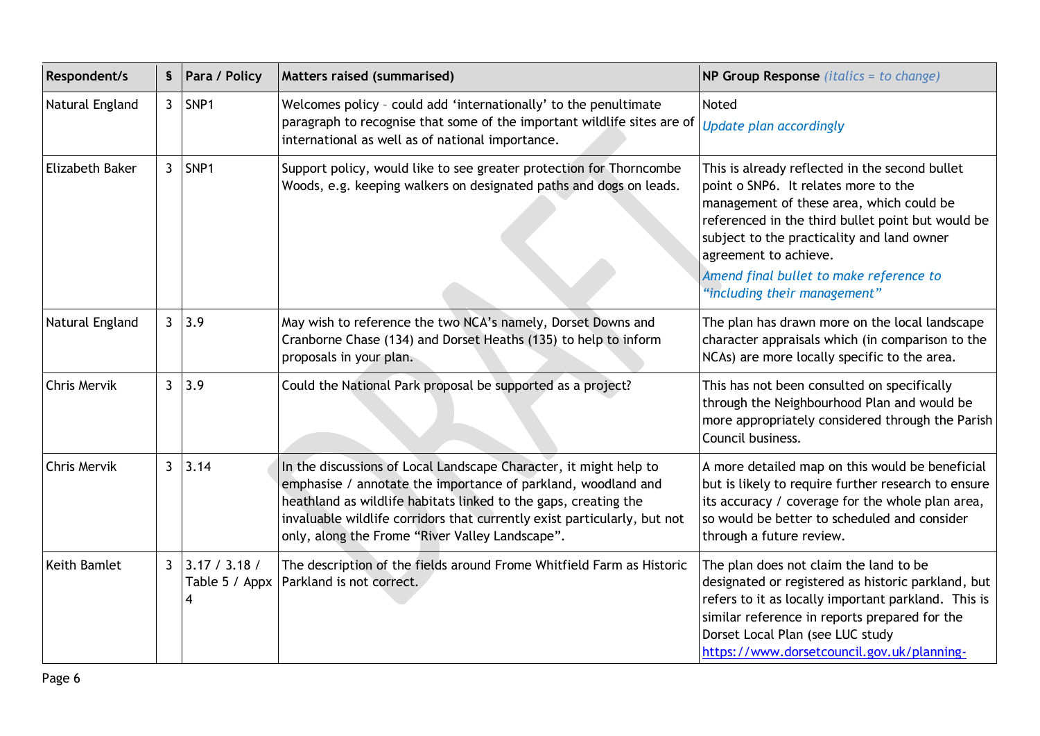| Respondent/s | § | Para / Policy | Matters raised (summarised) | NP Group Response *(italics = to change)* |
|---|---|---|---|---|
| Natural England | 3 | SNP1 | Welcomes policy – could add 'internationally' to the penultimate paragraph to recognise that some of the important wildlife sites are of international as well as of national importance. | Noted<br>*Update plan accordingly* |
| Elizabeth Baker | 3 | SNP1 | Support policy, would like to see greater protection for Thorncombe Woods, e.g. keeping walkers on designated paths and dogs on leads. | This is already reflected in the second bullet point o SNP6. It relates more to the management of these area, which could be referenced in the third bullet point but would be subject to the practicality and land owner agreement to achieve.<br>*Amend final bullet to make reference to "including their management"* |
| Natural England | 3 | 3.9 | May wish to reference the two NCA's namely, Dorset Downs and Cranborne Chase (134) and Dorset Heaths (135) to help to inform proposals in your plan. | The plan has drawn more on the local landscape character appraisals which (in comparison to the NCAs) are more locally specific to the area. |
| Chris Mervik | 3 | 3.9 | Could the National Park proposal be supported as a project? | This has not been consulted on specifically through the Neighbourhood Plan and would be more appropriately considered through the Parish Council business. |
| Chris Mervik | 3 | 3.14 | In the discussions of Local Landscape Character, it might help to emphasise / annotate the importance of parkland, woodland and heathland as wildlife habitats linked to the gaps, creating the invaluable wildlife corridors that currently exist particularly, but not only, along the Frome "River Valley Landscape". | A more detailed map on this would be beneficial but is likely to require further research to ensure its accuracy / coverage for the whole plan area, so would be better to scheduled and consider through a future review. |
| Keith Bamlet | 3 | 3.17 / 3.18 / Table 5 / Appx 4 | The description of the fields around Frome Whitfield Farm as Historic Parkland is not correct. | The plan does not claim the land to be designated or registered as historic parkland, but refers to it as locally important parkland. This is similar reference in reports prepared for the Dorset Local Plan (see LUC study https://www.dorsetcouncil.gov.uk/planning- |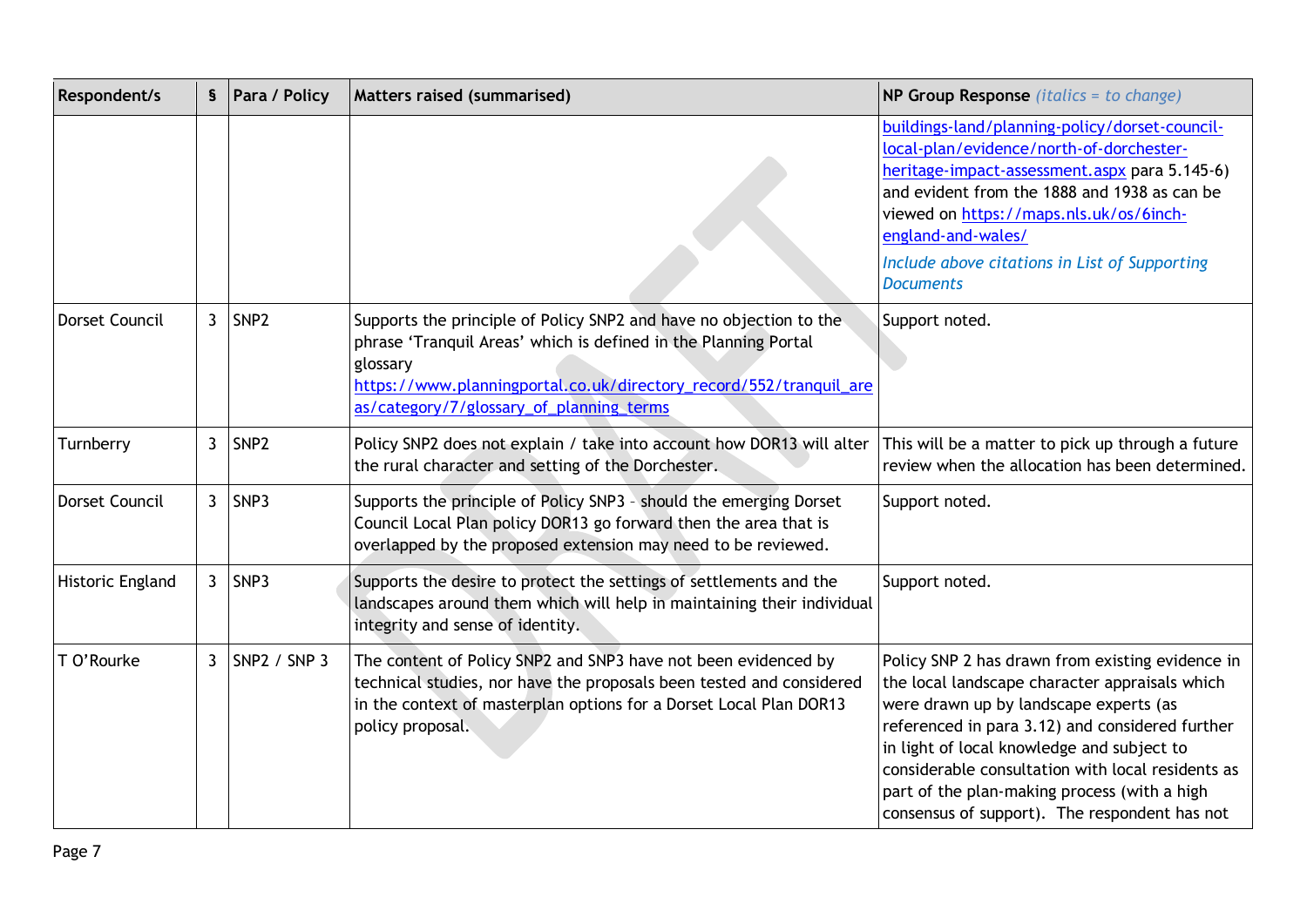| Respondent/s | § | Para / Policy | Matters raised (summarised) | NP Group Response *(italics = to change)* |
|---|---|---|---|---|
| | | | | buildings-land/planning-policy/dorset-council-local-plan/evidence/north-of-dorchester-heritage-impact-assessment.aspx para 5.145-6) and evident from the 1888 and 1938 as can be viewed on https://maps.nls.uk/os/6inch-england-and-wales/ *Include above citations in List of Supporting Documents* |
| Dorset Council | 3 | SNP2 | Supports the principle of Policy SNP2 and have no objection to the phrase 'Tranquil Areas' which is defined in the Planning Portal glossary https://www.planningportal.co.uk/directory_record/552/tranquil_areas/category/7/glossary_of_planning_terms | Support noted. |
| Turnberry | 3 | SNP2 | Policy SNP2 does not explain / take into account how DOR13 will alter the rural character and setting of the Dorchester. | This will be a matter to pick up through a future review when the allocation has been determined. |
| Dorset Council | 3 | SNP3 | Supports the principle of Policy SNP3 – should the emerging Dorset Council Local Plan policy DOR13 go forward then the area that is overlapped by the proposed extension may need to be reviewed. | Support noted. |
| Historic England | 3 | SNP3 | Supports the desire to protect the settings of settlements and the landscapes around them which will help in maintaining their individual integrity and sense of identity. | Support noted. |
| T O'Rourke | 3 | SNP2 / SNP 3 | The content of Policy SNP2 and SNP3 have not been evidenced by technical studies, nor have the proposals been tested and considered in the context of masterplan options for a Dorset Local Plan DOR13 policy proposal. | Policy SNP 2 has drawn from existing evidence in the local landscape character appraisals which were drawn up by landscape experts (as referenced in para 3.12) and considered further in light of local knowledge and subject to considerable consultation with local residents as part of the plan-making process (with a high consensus of support). The respondent has not |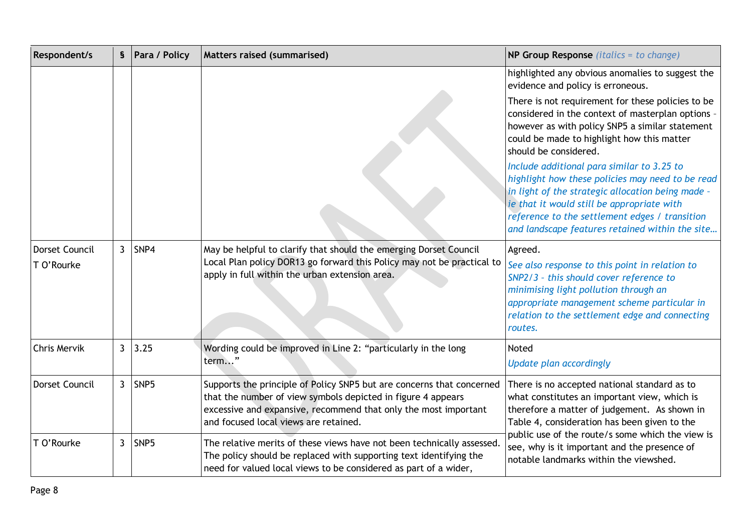| Respondent/s | § | Para / Policy | Matters raised (summarised) | NP Group Response *(italics = to change)* |
|---|---|---|---|---|
| | | | | highlighted any obvious anomalies to suggest the evidence and policy is erroneous. There is not requirement for these policies to be considered in the context of masterplan options – however as with policy SNP5 a similar statement could be made to highlight how this matter should be considered. *Include additional para similar to 3.25 to highlight how these policies may need to be read in light of the strategic allocation being made – ie that it would still be appropriate with reference to the settlement edges / transition and landscape features retained within the site…* |
| Dorset Council T O'Rourke | 3 | SNP4 | May be helpful to clarify that should the emerging Dorset Council Local Plan policy DOR13 go forward this Policy may not be practical to apply in full within the urban extension area. | Agreed. *See also response to this point in relation to SNP2/3 – this should cover reference to minimising light pollution through an appropriate management scheme particular in relation to the settlement edge and connecting routes.* |
| Chris Mervik | 3 | 3.25 | Wording could be improved in Line 2: "particularly in the long term..." | Noted *Update plan accordingly* |
| Dorset Council | 3 | SNP5 | Supports the principle of Policy SNP5 but are concerns that concerned that the number of view symbols depicted in figure 4 appears excessive and expansive, recommend that only the most important and focused local views are retained. | There is no accepted national standard as to what constitutes an important view, which is therefore a matter of judgement. As shown in Table 4, consideration has been given to the public use of the route/s some which the view is see, why is it important and the presence of notable landmarks within the viewshed. |
| T O'Rourke | 3 | SNP5 | The relative merits of these views have not been technically assessed. The policy should be replaced with supporting text identifying the need for valued local views to be considered as part of a wider, | |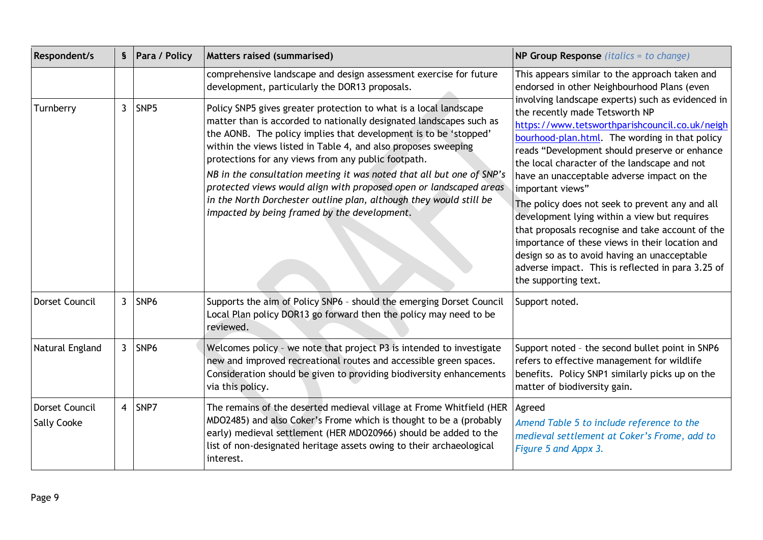| Respondent/s | § | Para / Policy | Matters raised (summarised) | NP Group Response *(italics = to change)* |
|---|---|---|---|---|
| | | | comprehensive landscape and design assessment exercise for future development, particularly the DOR13 proposals. | This appears similar to the approach taken and endorsed in other Neighbourhood Plans (even involving landscape experts) such as evidenced in the recently made Tetsworth NP https://www.tetsworthparishcouncil.co.uk/neighbourhood-plan.html. The wording in that policy reads "Development should preserve or enhance the local character of the landscape and not have an unacceptable adverse impact on the important views"<br>The policy does not seek to prevent any and all development lying within a view but requires that proposals recognise and take account of the importance of these views in their location and design so as to avoid having an unacceptable adverse impact. This is reflected in para 3.25 of the supporting text. |
| Turnberry | 3 | SNP5 | Policy SNP5 gives greater protection to what is a local landscape matter than is accorded to nationally designated landscapes such as the AONB. The policy implies that development is to be 'stopped' within the views listed in Table 4, and also proposes sweeping protections for any views from any public footpath.<br>*NB in the consultation meeting it was noted that all but one of SNP's protected views would align with proposed open or landscaped areas in the North Dorchester outline plan, although they would still be impacted by being framed by the development.* | |
| Dorset Council | 3 | SNP6 | Supports the aim of Policy SNP6 – should the emerging Dorset Council Local Plan policy DOR13 go forward then the policy may need to be reviewed. | Support noted. |
| Natural England | 3 | SNP6 | Welcomes policy – we note that project P3 is intended to investigate new and improved recreational routes and accessible green spaces. Consideration should be given to providing biodiversity enhancements via this policy. | Support noted – the second bullet point in SNP6 refers to effective management for wildlife benefits. Policy SNP1 similarly picks up on the matter of biodiversity gain. |
| Dorset Council<br>Sally Cooke | 4 | SNP7 | The remains of the deserted medieval village at Frome Whitfield (HER MDO2485) and also Coker's Frome which is thought to be a (probably early) medieval settlement (HER MDO20966) should be added to the list of non-designated heritage assets owing to their archaeological interest. | Agreed<br>*Amend Table 5 to include reference to the medieval settlement at Coker's Frome, add to Figure 5 and Appx 3.* |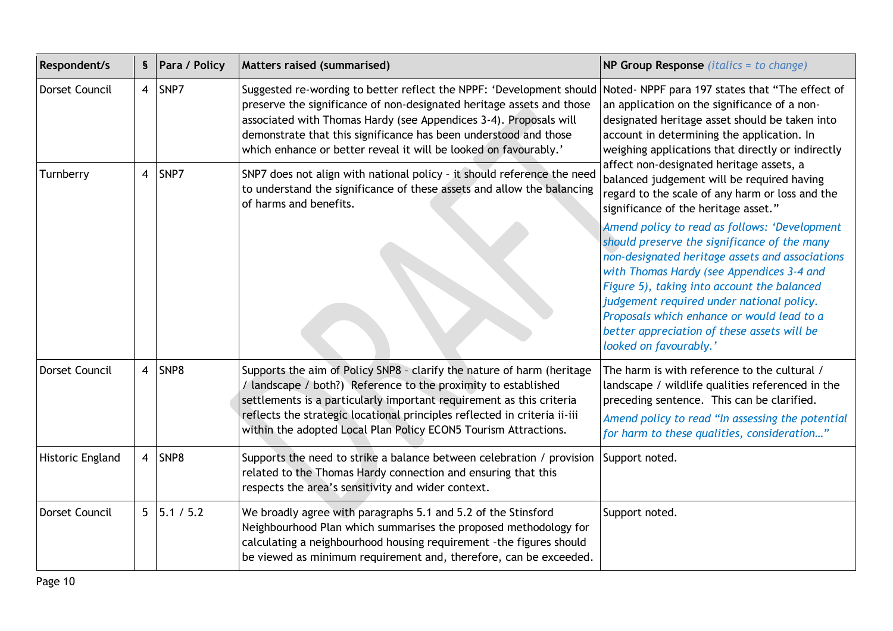| Respondent/s | § | Para / Policy | Matters raised (summarised) | NP Group Response *(italics = to change)* |
|---|---|---|---|---|
| Dorset Council | 4 | SNP7 | Suggested re-wording to better reflect the NPPF: 'Development should preserve the significance of non-designated heritage assets and those associated with Thomas Hardy (see Appendices 3-4). Proposals will demonstrate that this significance has been understood and those which enhance or better reveal it will be looked on favourably.' | Noted- NPPF para 197 states that "The effect of an application on the significance of a non-designated heritage asset should be taken into account in determining the application. In weighing applications that directly or indirectly affect non-designated heritage assets, a balanced judgement will be required having regard to the scale of any harm or loss and the significance of the heritage asset." *Amend policy to read as follows: 'Development should preserve the significance of the many non-designated heritage assets and associations with Thomas Hardy (see Appendices 3-4 and Figure 5), taking into account the balanced judgement required under national policy. Proposals which enhance or would lead to a better appreciation of these assets will be looked on favourably.'* |
| Turnberry | 4 | SNP7 | SNP7 does not align with national policy – it should reference the need to understand the significance of these assets and allow the balancing of harms and benefits. | |
| Dorset Council | 4 | SNP8 | Supports the aim of Policy SNP8 – clarify the nature of harm (heritage / landscape / both?) Reference to the proximity to established settlements is a particularly important requirement as this criteria reflects the strategic locational principles reflected in criteria ii-iii within the adopted Local Plan Policy ECON5 Tourism Attractions. | The harm is with reference to the cultural / landscape / wildlife qualities referenced in the preceding sentence. This can be clarified. *Amend policy to read "In assessing the potential for harm to these qualities, consideration…"* |
| Historic England | 4 | SNP8 | Supports the need to strike a balance between celebration / provision related to the Thomas Hardy connection and ensuring that this respects the area's sensitivity and wider context. | Support noted. |
| Dorset Council | 5 | 5.1 / 5.2 | We broadly agree with paragraphs 5.1 and 5.2 of the Stinsford Neighbourhood Plan which summarises the proposed methodology for calculating a neighbourhood housing requirement –the figures should be viewed as minimum requirement and, therefore, can be exceeded. | Support noted. |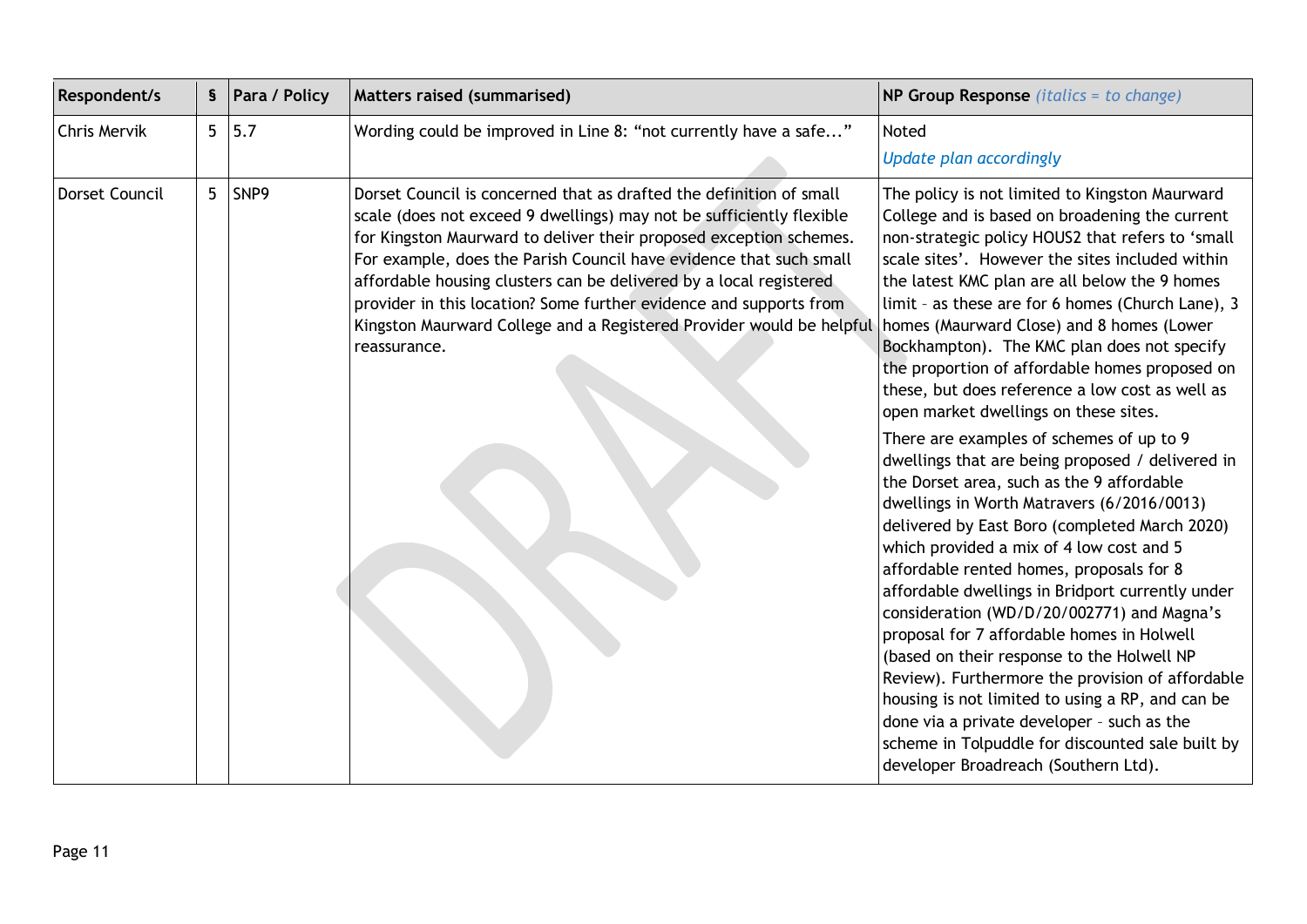| Respondent/s | § | Para / Policy | Matters raised (summarised) | NP Group Response *(italics = to change)* |
|---|---|---|---|---|
| Chris Mervik | 5 | 5.7 | Wording could be improved in Line 8: "not currently have a safe..." | Noted<br>*Update plan accordingly* |
| Dorset Council | 5 | SNP9 | Dorset Council is concerned that as drafted the definition of small scale (does not exceed 9 dwellings) may not be sufficiently flexible for Kingston Maurward to deliver their proposed exception schemes. For example, does the Parish Council have evidence that such small affordable housing clusters can be delivered by a local registered provider in this location? Some further evidence and supports from Kingston Maurward College and a Registered Provider would be helpful reassurance. | The policy is not limited to Kingston Maurward College and is based on broadening the current non-strategic policy HOUS2 that refers to 'small scale sites'. However the sites included within the latest KMC plan are all below the 9 homes limit – as these are for 6 homes (Church Lane), 3 homes (Maurward Close) and 8 homes (Lower Bockhampton). The KMC plan does not specify the proportion of affordable homes proposed on these, but does reference a low cost as well as open market dwellings on these sites.<br>There are examples of schemes of up to 9 dwellings that are being proposed / delivered in the Dorset area, such as the 9 affordable dwellings in Worth Matravers (6/2016/0013) delivered by East Boro (completed March 2020) which provided a mix of 4 low cost and 5 affordable rented homes, proposals for 8 affordable dwellings in Bridport currently under consideration (WD/D/20/002771) and Magna's proposal for 7 affordable homes in Holwell (based on their response to the Holwell NP Review). Furthermore the provision of affordable housing is not limited to using a RP, and can be done via a private developer – such as the scheme in Tolpuddle for discounted sale built by developer Broadreach (Southern Ltd). |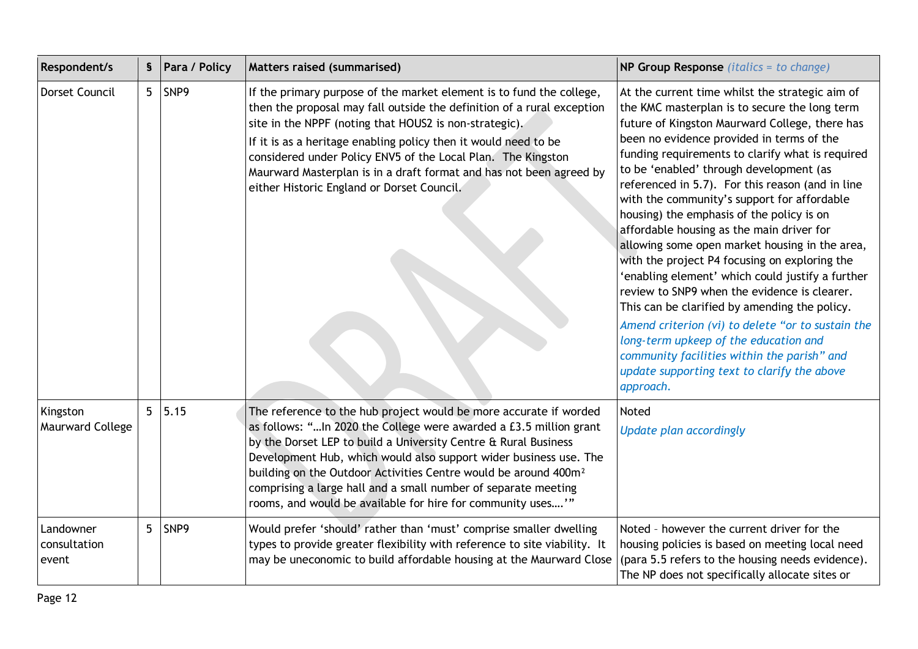| Respondent/s | § | Para / Policy | Matters raised (summarised) | NP Group Response *(italics = to change)* |
|---|---|---|---|---|
| Dorset Council | 5 | SNP9 | If the primary purpose of the market element is to fund the college, then the proposal may fall outside the definition of a rural exception site in the NPPF (noting that HOUS2 is non-strategic).<br>If it is as a heritage enabling policy then it would need to be considered under Policy ENV5 of the Local Plan. The Kingston Maurward Masterplan is in a draft format and has not been agreed by either Historic England or Dorset Council. | At the current time whilst the strategic aim of the KMC masterplan is to secure the long term future of Kingston Maurward College, there has been no evidence provided in terms of the funding requirements to clarify what is required to be 'enabled' through development (as referenced in 5.7). For this reason (and in line with the community's support for affordable housing) the emphasis of the policy is on affordable housing as the main driver for allowing some open market housing in the area, with the project P4 focusing on exploring the 'enabling element' which could justify a further review to SNP9 when the evidence is clearer. This can be clarified by amending the policy.<br>*Amend criterion (vi) to delete "or to sustain the long-term upkeep of the education and community facilities within the parish" and update supporting text to clarify the above approach.* |
| Kingston Maurward College | 5 | 5.15 | The reference to the hub project would be more accurate if worded as follows: "…In 2020 the College were awarded a £3.5 million grant by the Dorset LEP to build a University Centre & Rural Business Development Hub, which would also support wider business use. The building on the Outdoor Activities Centre would be around 400m² comprising a large hall and a small number of separate meeting rooms, and would be available for hire for community uses….'" | Noted<br>*Update plan accordingly* |
| Landowner consultation event | 5 | SNP9 | Would prefer 'should' rather than 'must' comprise smaller dwelling types to provide greater flexibility with reference to site viability. It may be uneconomic to build affordable housing at the Maurward Close | Noted – however the current driver for the housing policies is based on meeting local need (para 5.5 refers to the housing needs evidence). The NP does not specifically allocate sites or |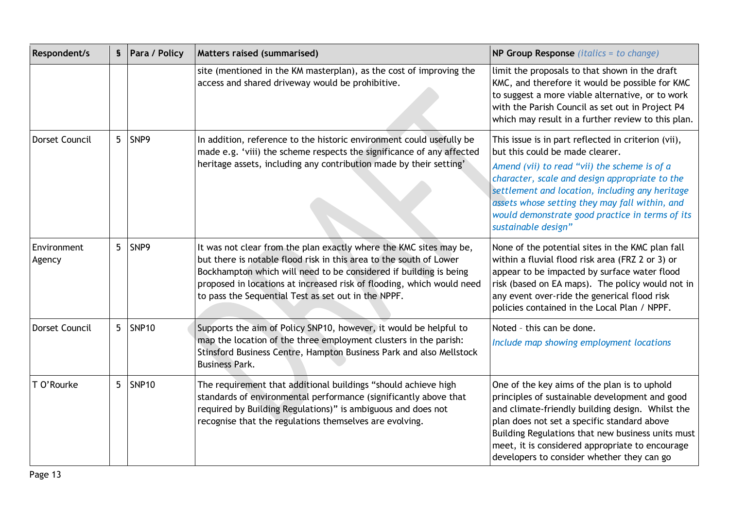| Respondent/s | § | Para / Policy | Matters raised (summarised) | NP Group Response *(italics = to change)* |
|---|---|---|---|---|
| | | | site (mentioned in the KM masterplan), as the cost of improving the access and shared driveway would be prohibitive. | limit the proposals to that shown in the draft KMC, and therefore it would be possible for KMC to suggest a more viable alternative, or to work with the Parish Council as set out in Project P4 which may result in a further review to this plan. |
| Dorset Council | 5 | SNP9 | In addition, reference to the historic environment could usefully be made e.g. 'viii) the scheme respects the significance of any affected heritage assets, including any contribution made by their setting' | This issue is in part reflected in criterion (vii), but this could be made clearer. *Amend (vii) to read "vii) the scheme is of a character, scale and design appropriate to the settlement and location, including any heritage assets whose setting they may fall within, and would demonstrate good practice in terms of its sustainable design"* |
| Environment Agency | 5 | SNP9 | It was not clear from the plan exactly where the KMC sites may be, but there is notable flood risk in this area to the south of Lower Bockhampton which will need to be considered if building is being proposed in locations at increased risk of flooding, which would need to pass the Sequential Test as set out in the NPPF. | None of the potential sites in the KMC plan fall within a fluvial flood risk area (FRZ 2 or 3) or appear to be impacted by surface water flood risk (based on EA maps). The policy would not in any event over-ride the generical flood risk policies contained in the Local Plan / NPPF. |
| Dorset Council | 5 | SNP10 | Supports the aim of Policy SNP10, however, it would be helpful to map the location of the three employment clusters in the parish: Stinsford Business Centre, Hampton Business Park and also Mellstock Business Park. | Noted – this can be done. *Include map showing employment locations* |
| T O'Rourke | 5 | SNP10 | The requirement that additional buildings "should achieve high standards of environmental performance (significantly above that required by Building Regulations)" is ambiguous and does not recognise that the regulations themselves are evolving. | One of the key aims of the plan is to uphold principles of sustainable development and good and climate-friendly building design. Whilst the plan does not set a specific standard above Building Regulations that new business units must meet, it is considered appropriate to encourage developers to consider whether they can go |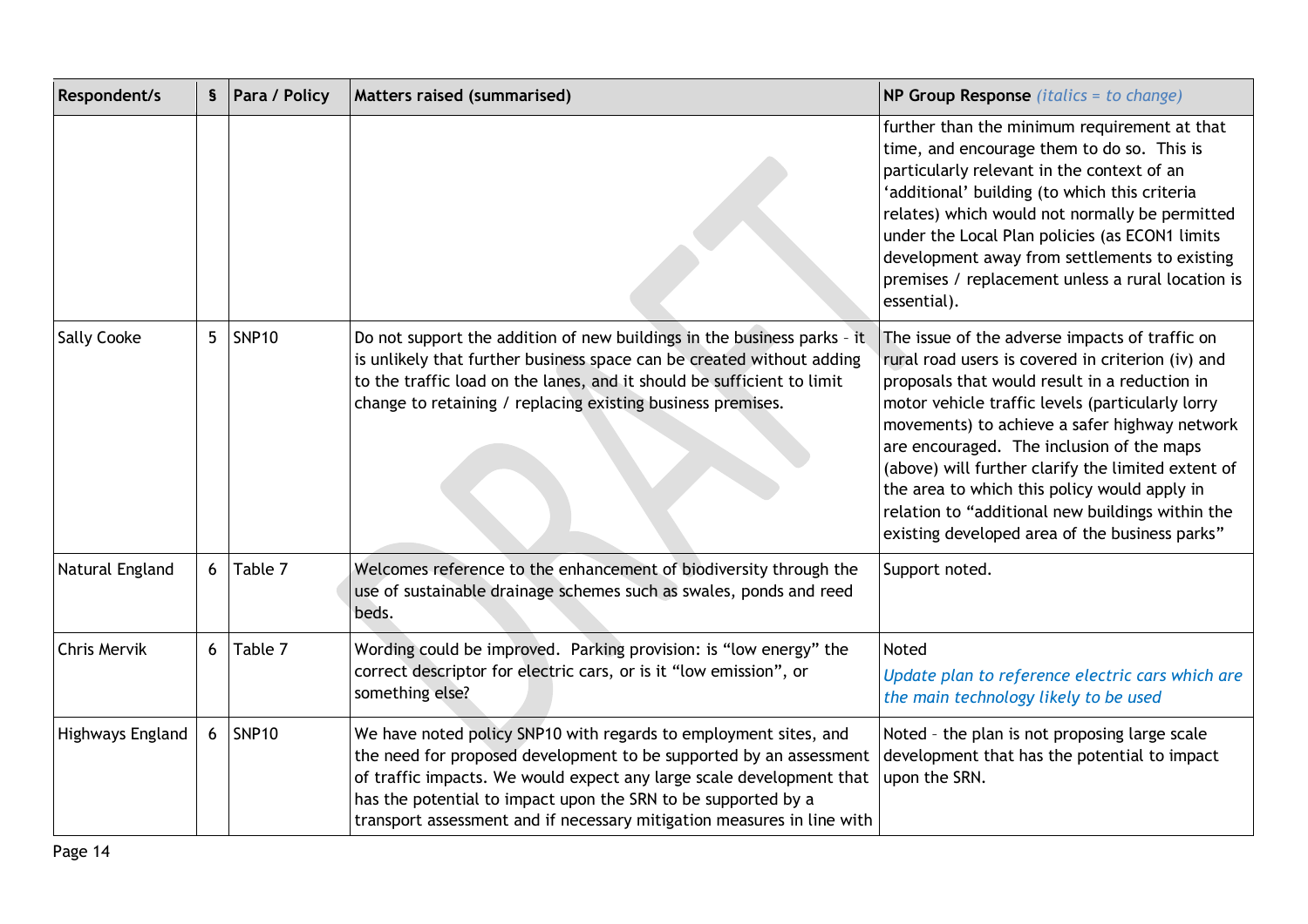| Respondent/s | § | Para / Policy | Matters raised (summarised) | NP Group Response *(italics = to change)* |
|---|---|---|---|---|
| | | | | further than the minimum requirement at that time, and encourage them to do so. This is particularly relevant in the context of an 'additional' building (to which this criteria relates) which would not normally be permitted under the Local Plan policies (as ECON1 limits development away from settlements to existing premises / replacement unless a rural location is essential). |
| Sally Cooke | 5 | SNP10 | Do not support the addition of new buildings in the business parks – it is unlikely that further business space can be created without adding to the traffic load on the lanes, and it should be sufficient to limit change to retaining / replacing existing business premises. | The issue of the adverse impacts of traffic on rural road users is covered in criterion (iv) and proposals that would result in a reduction in motor vehicle traffic levels (particularly lorry movements) to achieve a safer highway network are encouraged. The inclusion of the maps (above) will further clarify the limited extent of the area to which this policy would apply in relation to "additional new buildings within the existing developed area of the business parks" |
| Natural England | 6 | Table 7 | Welcomes reference to the enhancement of biodiversity through the use of sustainable drainage schemes such as swales, ponds and reed beds. | Support noted. |
| Chris Mervik | 6 | Table 7 | Wording could be improved. Parking provision: is "low energy" the correct descriptor for electric cars, or is it "low emission", or something else? | Noted<br>*Update plan to reference electric cars which are the main technology likely to be used* |
| Highways England | 6 | SNP10 | We have noted policy SNP10 with regards to employment sites, and the need for proposed development to be supported by an assessment of traffic impacts. We would expect any large scale development that has the potential to impact upon the SRN to be supported by a transport assessment and if necessary mitigation measures in line with | Noted – the plan is not proposing large scale development that has the potential to impact upon the SRN. |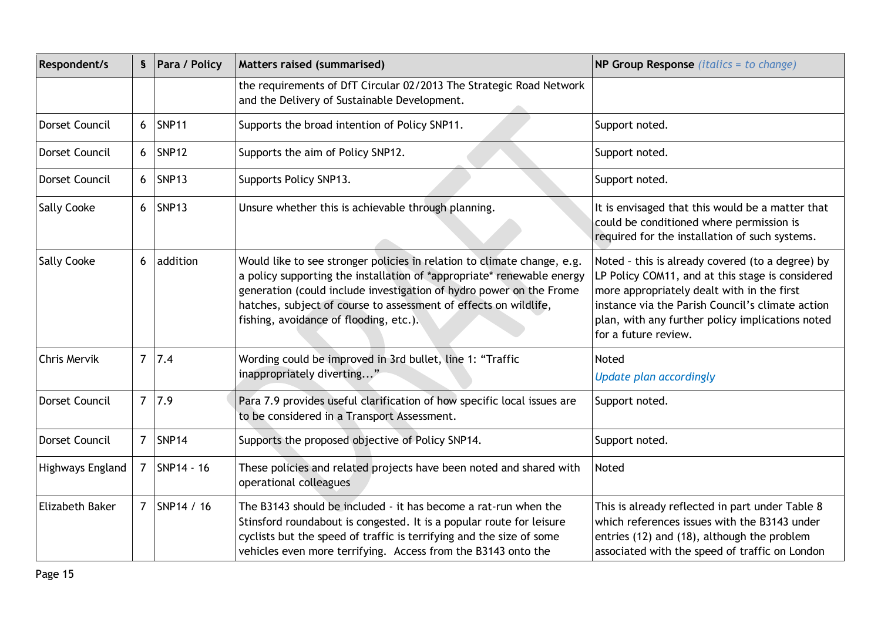| Respondent/s | § | Para / Policy | Matters raised (summarised) | NP Group Response *(italics = to change)* |
|---|---|---|---|---|
| | | | the requirements of DfT Circular 02/2013 The Strategic Road Network and the Delivery of Sustainable Development. | |
| Dorset Council | 6 | SNP11 | Supports the broad intention of Policy SNP11. | Support noted. |
| Dorset Council | 6 | SNP12 | Supports the aim of Policy SNP12. | Support noted. |
| Dorset Council | 6 | SNP13 | Supports Policy SNP13. | Support noted. |
| Sally Cooke | 6 | SNP13 | Unsure whether this is achievable through planning. | It is envisaged that this would be a matter that could be conditioned where permission is required for the installation of such systems. |
| Sally Cooke | 6 | addition | Would like to see stronger policies in relation to climate change, e.g. a policy supporting the installation of *appropriate* renewable energy generation (could include investigation of hydro power on the Frome hatches, subject of course to assessment of effects on wildlife, fishing, avoidance of flooding, etc.). | Noted – this is already covered (to a degree) by LP Policy COM11, and at this stage is considered more appropriately dealt with in the first instance via the Parish Council's climate action plan, with any further policy implications noted for a future review. |
| Chris Mervik | 7 | 7.4 | Wording could be improved in 3rd bullet, line 1: "Traffic inappropriately diverting..." | Noted *Update plan accordingly* |
| Dorset Council | 7 | 7.9 | Para 7.9 provides useful clarification of how specific local issues are to be considered in a Transport Assessment. | Support noted. |
| Dorset Council | 7 | SNP14 | Supports the proposed objective of Policy SNP14. | Support noted. |
| Highways England | 7 | SNP14 - 16 | These policies and related projects have been noted and shared with operational colleagues | Noted |
| Elizabeth Baker | 7 | SNP14 / 16 | The B3143 should be included - it has become a rat-run when the Stinsford roundabout is congested. It is a popular route for leisure cyclists but the speed of traffic is terrifying and the size of some vehicles even more terrifying. Access from the B3143 onto the | This is already reflected in part under Table 8 which references issues with the B3143 under entries (12) and (18), although the problem associated with the speed of traffic on London |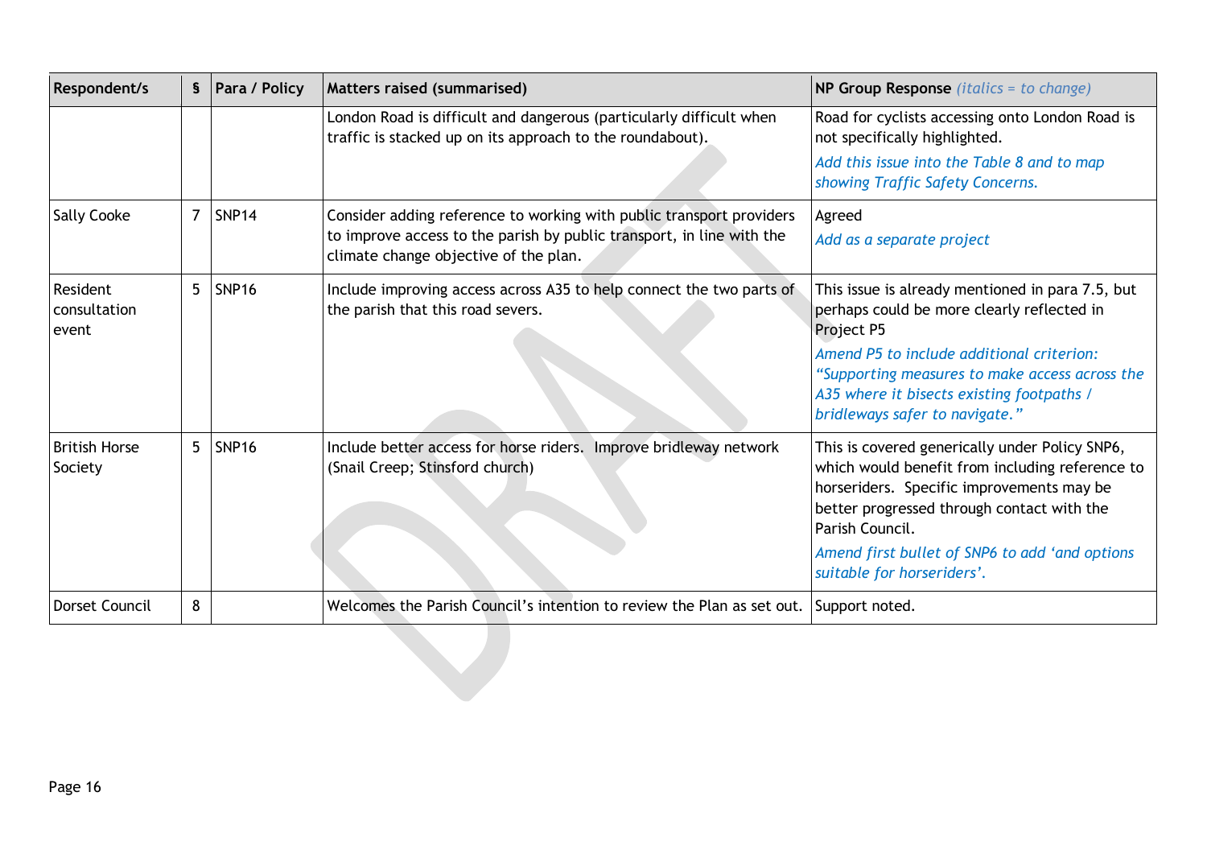| Respondent/s | § | Para / Policy | Matters raised (summarised) | NP Group Response *(italics = to change)* |
|---|---|---|---|---|
| | | | London Road is difficult and dangerous (particularly difficult when traffic is stacked up on its approach to the roundabout). | Road for cyclists accessing onto London Road is not specifically highlighted. *Add this issue into the Table 8 and to map showing Traffic Safety Concerns.* |
| Sally Cooke | 7 | SNP14 | Consider adding reference to working with public transport providers to improve access to the parish by public transport, in line with the climate change objective of the plan. | Agreed *Add as a separate project* |
| Resident consultation event | 5 | SNP16 | Include improving access across A35 to help connect the two parts of the parish that this road severs. | This issue is already mentioned in para 7.5, but perhaps could be more clearly reflected in Project P5 *Amend P5 to include additional criterion: "Supporting measures to make access across the A35 where it bisects existing footpaths / bridleways safer to navigate."* |
| British Horse Society | 5 | SNP16 | Include better access for horse riders. Improve bridleway network (Snail Creep; Stinsford church) | This is covered generically under Policy SNP6, which would benefit from including reference to horseriders. Specific improvements may be better progressed through contact with the Parish Council. *Amend first bullet of SNP6 to add 'and options suitable for horseriders'.* |
| Dorset Council | 8 | | Welcomes the Parish Council's intention to review the Plan as set out. | Support noted. |